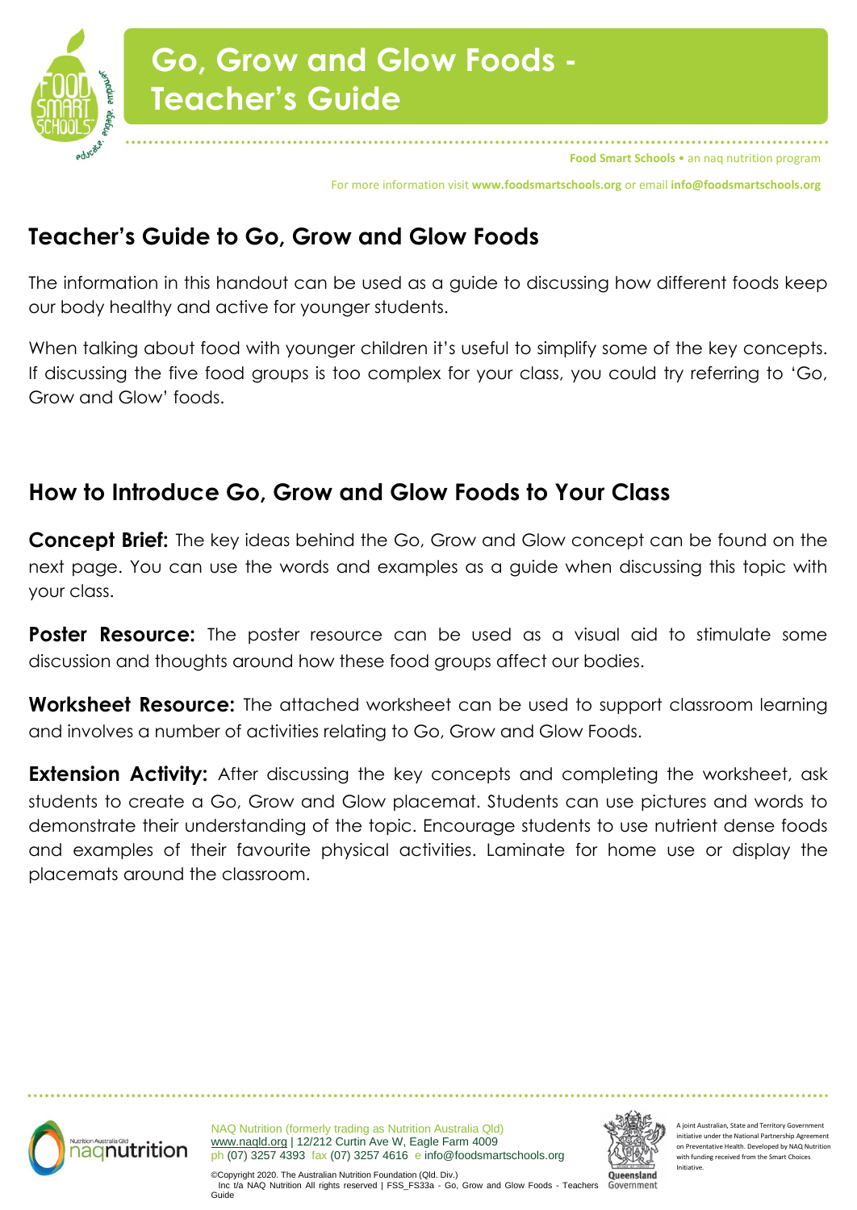# Go, Grow and Glow Foods - Teacher's Guide

Food Smart Schools • an naq nutrition program

For more information visit **www.foodsmartschools.org** or email **info@foodsmartschools.org**

## Teacher's Guide to Go, Grow and Glow Foods

The information in this handout can be used as a guide to discussing how different foods keep our body healthy and active for younger students.

When talking about food with younger children it's useful to simplify some of the key concepts. If discussing the five food groups is too complex for your class, you could try referring to 'Go, Grow and Glow' foods.

## How to Introduce Go, Grow and Glow Foods to Your Class

**Concept Brief:** The key ideas behind the Go, Grow and Glow concept can be found on the next page. You can use the words and examples as a guide when discussing this topic with your class.

**Poster Resource:** The poster resource can be used as a visual aid to stimulate some discussion and thoughts around how these food groups affect our bodies.

**Worksheet Resource:** The attached worksheet can be used to support classroom learning and involves a number of activities relating to Go, Grow and Glow Foods.

**Extension Activity:** After discussing the key concepts and completing the worksheet, ask students to create a Go, Grow and Glow placemat. Students can use pictures and words to demonstrate their understanding of the topic. Encourage students to use nutrient dense foods and examples of their favourite physical activities. Laminate for home use or display the placemats around the classroom.

NAQ Nutrition (formerly trading as Nutrition Australia Qld)
www.naqld.org | 12/212 Curtin Ave W, Eagle Farm 4009
ph (07) 3257 4393 fax (07) 3257 4616 e info@foodsmartschools.org

©Copyright 2020. The Australian Nutrition Foundation (Qld. Div.) Inc t/a NAQ Nutrition All rights reserved | FSS_FS33a - Go, Grow and Glow Foods - Teachers Guide

A joint Australian, State and Territory Government initiative under the National Partnership Agreement on Preventative Health. Developed by NAQ Nutrition with funding received from the Smart Choices Initiative.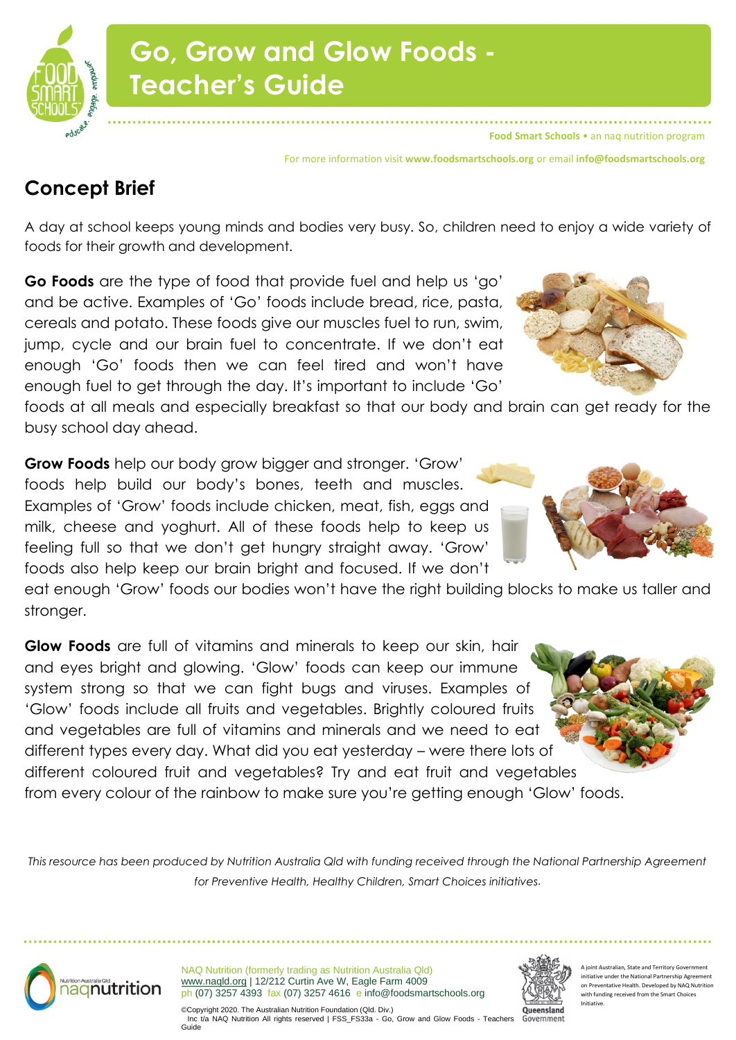# Go, Grow and Glow Foods - Teacher's Guide

**Food Smart Schools** • an naq nutrition program

For more information visit **www.foodsmartschools.org** or email **info@foodsmartschools.org**

## Concept Brief

A day at school keeps young minds and bodies very busy. So, children need to enjoy a wide variety of foods for their growth and development.

**Go Foods** are the type of food that provide fuel and help us 'go' and be active. Examples of 'Go' foods include bread, rice, pasta, cereals and potato. These foods give our muscles fuel to run, swim, jump, cycle and our brain fuel to concentrate. If we don't eat enough 'Go' foods then we can feel tired and won't have enough fuel to get through the day. It's important to include 'Go' foods at all meals and especially breakfast so that our body and brain can get ready for the busy school day ahead.

**Grow Foods** help our body grow bigger and stronger. 'Grow' foods help build our body's bones, teeth and muscles. Examples of 'Grow' foods include chicken, meat, fish, eggs and milk, cheese and yoghurt. All of these foods help to keep us feeling full so that we don't get hungry straight away. 'Grow' foods also help keep our brain bright and focused. If we don't eat enough 'Grow' foods our bodies won't have the right building blocks to make us taller and stronger.

**Glow Foods** are full of vitamins and minerals to keep our skin, hair and eyes bright and glowing. 'Glow' foods can keep our immune system strong so that we can fight bugs and viruses. Examples of 'Glow' foods include all fruits and vegetables. Brightly coloured fruits and vegetables are full of vitamins and minerals and we need to eat different types every day. What did you eat yesterday – were there lots of different coloured fruit and vegetables? Try and eat fruit and vegetables from every colour of the rainbow to make sure you're getting enough 'Glow' foods.

*This resource has been produced by Nutrition Australia Qld with funding received through the National Partnership Agreement for Preventive Health, Healthy Children, Smart Choices initiatives.*

NAQ Nutrition (formerly trading as Nutrition Australia Qld)
www.naqld.org | 12/212 Curtin Ave W, Eagle Farm 4009
ph (07) 3257 4393 fax (07) 3257 4616 e info@foodsmartschools.org

©Copyright 2020. The Australian Nutrition Foundation (Qld. Div.) Inc t/a NAQ Nutrition All rights reserved | FSS_FS33a - Go, Grow and Glow Foods - Teachers Guide

A joint Australian, State and Territory Government initiative under the National Partnership Agreement on Preventative Health. Developed by NAQ Nutrition with funding received from the Smart Choices Initiative.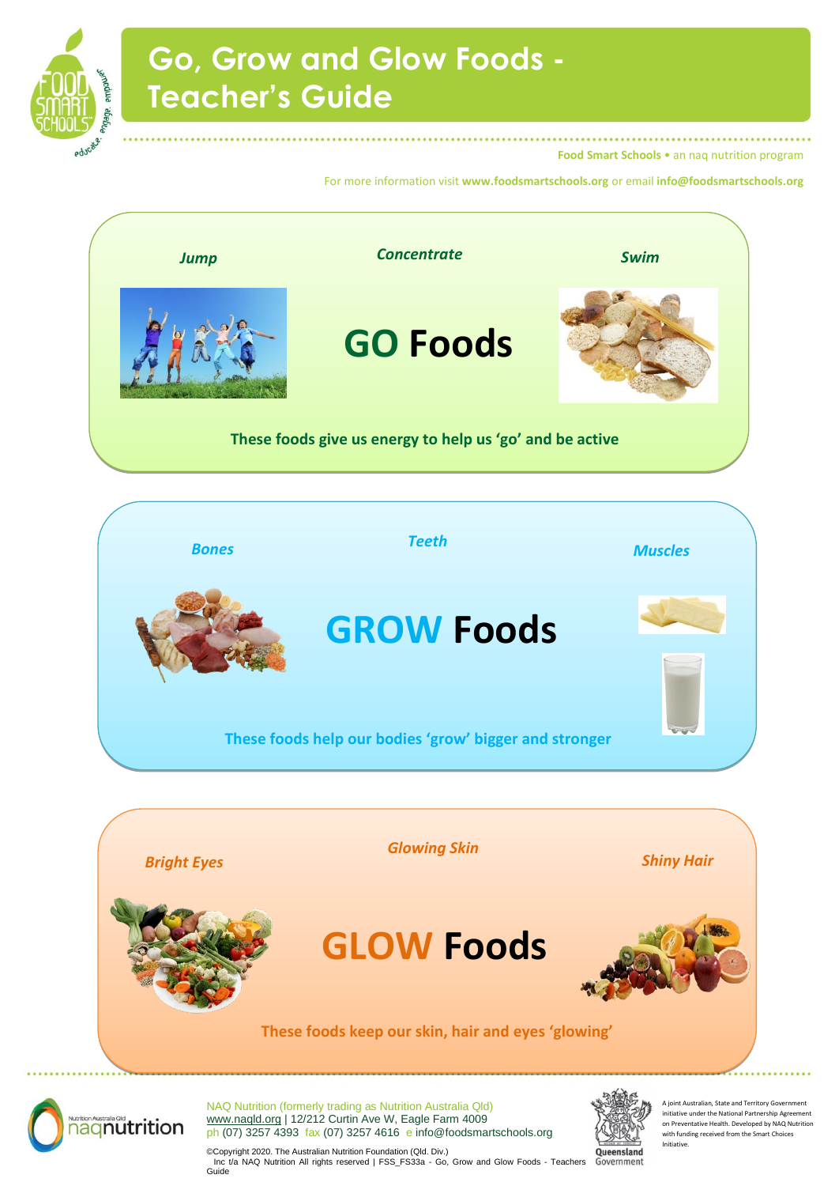# Go, Grow and Glow Foods - Teacher's Guide

**Food Smart Schools** • an naq nutrition program

For more information visit **www.foodsmartschools.org** or email **info@foodsmartschools.org**

*Jump* *Concentrate* *Swim*

## GO Foods

**These foods give us energy to help us 'go' and be active**

*Bones* *Teeth* *Muscles*

## GROW Foods

**These foods help our bodies 'grow' bigger and stronger**

*Bright Eyes* *Glowing Skin* *Shiny Hair*

## GLOW Foods

**These foods keep our skin, hair and eyes 'glowing'**

NAQ Nutrition (formerly trading as Nutrition Australia Qld)
www.naqld.org | 12/212 Curtin Ave W, Eagle Farm 4009
ph (07) 3257 4393 fax (07) 3257 4616 e info@foodsmartschools.org

©Copyright 2020. The Australian Nutrition Foundation (Qld. Div.) Inc t/a NAQ Nutrition All rights reserved | FSS_FS33a - Go, Grow and Glow Foods - Teachers Guide

A joint Australian, State and Territory Government initiative under the National Partnership Agreement on Preventative Health. Developed by NAQ Nutrition with funding received from the Smart Choices Initiative.